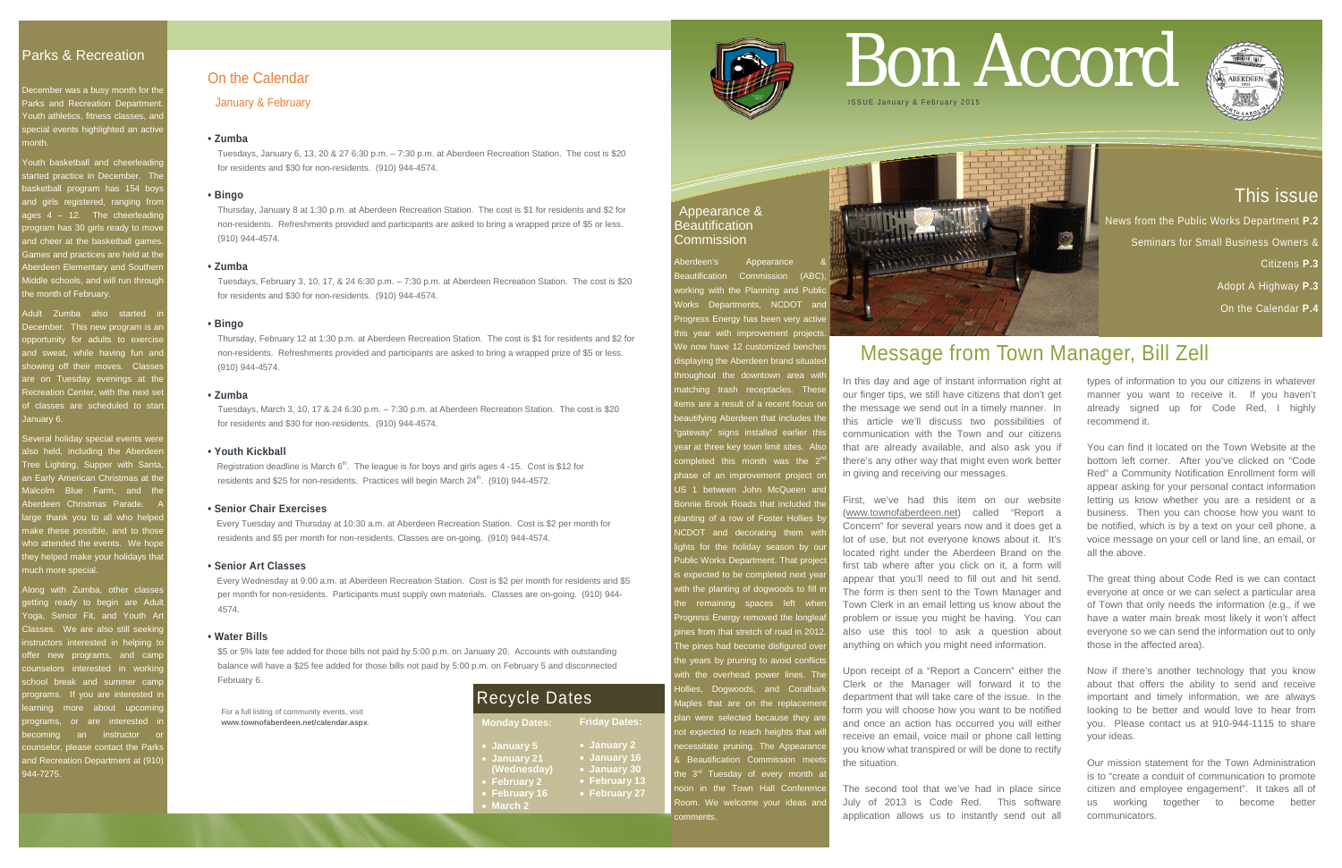## Parks & Recreation

December was a busy month for the Parks and Recreation Department. Youth athletics, fitness classes, and special events highlighted an active month.

Youth basketball and cheerleading started practice in December. The basketball program has 154 boys and girls registered, ranging from ages 4 – 12. The cheerleading program has 30 girls ready to move and cheer at the basketball games. Games and practices are held at the Aberdeen Elementary and Southern Middle schools, and will run through the month of February.

Adult Zumba also started in December. This new program is an opportunity for adults to exercise and sweat, while having fun and showing off their moves. Classes are on Tuesday evenings at the Recreation Center, with the next set of classes are scheduled to start January 6.

Several holiday special events were also held, including the Aberdeen Tree Lighting, Supper with Santa, an Early American Christmas at the Malcolm Blue Farm, and the Aberdeen Christmas Parade. A large thank you to all who helped make these possible, and to those who attended the events. We hope they helped make your holidays that much more special.

Along with Zumba, other classes getting ready to begin are Adult Yoga, Senior Fit, and Youth Art Classes. We are also still seeking instructors interested in helping to offer new programs, and camp counselors interested in working school break and summer camp programs. If you are interested in learning more about upcoming programs, or are interested in becoming an instructor or counselor, please contact the Parks and Recreation Department at (910) 944-7275.

## On the Calendar

January & February

**• Zumba**

Tuesdays, January 6, 13, 20 & 27 6:30 p.m. – 7:30 p.m. at Aberdeen Recreation Station. The cost is $20 for residents and $30 for non-residents. (910) 944-4574.

**• Bingo**

Thursday, January 8 at 1:30 p.m. at Aberdeen Recreation Station. The cost is $1 for residents and $2 for non-residents. Refreshments provided and participants are asked to bring a wrapped prize of $5 or less. (910) 944-4574.

**• Zumba**

Tuesdays, February 3, 10, 17, & 24 6:30 p.m. – 7:30 p.m. at Aberdeen Recreation Station. The cost is $20 for residents and $30 for non-residents. (910) 944-4574.

**• Bingo**

Thursday, February 12 at 1:30 p.m. at Aberdeen Recreation Station. The cost is $1 for residents and $2 for non-residents. Refreshments provided and participants are asked to bring a wrapped prize of $5 or less. (910) 944-4574.

**• Zumba**

Tuesdays, March 3, 10, 17 & 24 6:30 p.m. – 7:30 p.m. at Aberdeen Recreation Station. The cost is $20 for residents and $30 for non-residents. (910) 944-4574.

**• Youth Kickball**

Registration deadline is March 6th. The league is for boys and girls ages 4 -15. Cost is $12 for residents and $25 for non-residents. Practices will begin March 24th. (910) 944-4572.

**• Senior Chair Exercises**

Every Tuesday and Thursday at 10:30 a.m. at Aberdeen Recreation Station. Cost is $2 per month for residents and $5 per month for non-residents. Classes are on-going. (910) 944-4574.

**• Senior Art Classes**

Every Wednesday at 9:00 a.m. at Aberdeen Recreation Station. Cost is $2 per month for residents and $5 per month for non-residents. Participants must supply own materials. Classes are on-going. (910) 944-4574.

**• Water Bills**

$5 or 5% late fee added for those bills not paid by 5:00 p.m. on January 20. Accounts with outstanding balance will have a $25 fee added for those bills not paid by 5:00 p.m. on February 5 and disconnected February 6.

For a full listing of community events, visit **www.townofaberdeen.net/calendar.aspx**.

## Recycle Dates

| Monday Dates: | Friday Dates: |
|---|---|
| • January 5 | • January 2 |
| • January 21 (Wednesday) | • January 16 |
| • February 2 | • January 30 |
| • February 16 | • February 13 |
| • March 2 | • February 27 |

# Bon Accord

ISSUE January & February 2015

## This issue

News from the Public Works Department **P.2**

Seminars for Small Business Owners & Citizens **P.3**

Adopt A Highway **P.3**

On the Calendar **P.4**

## Appearance & Beautification Commission

Aberdeen's Appearance & Beautification Commission (ABC), working with the Planning and Public Works Departments, NCDOT and Progress Energy has been very active this year with improvement projects. We now have 12 customized benches displaying the Aberdeen brand situated throughout the downtown area with matching trash receptacles. These items are a result of a recent focus on beautifying Aberdeen that includes the "gateway" signs installed earlier this year at three key town limit sites. Also completed this month was the 2nd phase of an improvement project on US 1 between John McQueen and Bonnie Brook Roads that included the planting of a row of Foster Hollies by NCDOT and decorating them with lights for the holiday season by our Public Works Department. That project is expected to be completed next year with the planting of dogwoods to fill in the remaining spaces left when Progress Energy removed the longleaf pines from that stretch of road in 2012. The pines had become disfigured over the years by pruning to avoid conflicts with the overhead power lines. The Hollies, Dogwoods, and Coralbark Maples that are on the replacement plan were selected because they are not expected to reach heights that will necessitate pruning. The Appearance & Beautification Commission meets the 3rd Tuesday of every month at noon in the Town Hall Conference Room. We welcome your ideas and comments.

## Message from Town Manager, Bill Zell

In this day and age of instant information right at our finger tips, we still have citizens that don't get the message we send out in a timely manner. In this article we'll discuss two possibilities of communication with the Town and our citizens that are already available, and also ask you if there's any other way that might even work better in giving and receiving our messages.

First, we've had this item on our website (www.townofaberdeen.net) called "Report a Concern" for several years now and it does get a lot of use, but not everyone knows about it. It's located right under the Aberdeen Brand on the first tab where after you click on it, a form will appear that you'll need to fill out and hit send. The form is then sent to the Town Manager and Town Clerk in an email letting us know about the problem or issue you might be having. You can also use this tool to ask a question about anything on which you might need information.

Upon receipt of a "Report a Concern" either the Clerk or the Manager will forward it to the department that will take care of the issue. In the form you will choose how you want to be notified and once an action has occurred you will either receive an email, voice mail or phone call letting you know what transpired or will be done to rectify the situation.

The second tool that we've had in place since July of 2013 is Code Red. This software application allows us to instantly send out all types of information to you our citizens in whatever manner you want to receive it. If you haven't already signed up for Code Red, I highly recommend it.

You can find it located on the Town Website at the bottom left corner. After you've clicked on "Code Red" a Community Notification Enrollment form will appear asking for your personal contact information letting us know whether you are a resident or a business. Then you can choose how you want to be notified, which is by a text on your cell phone, a voice message on your cell or land line, an email, or all the above.

The great thing about Code Red is we can contact everyone at once or we can select a particular area of Town that only needs the information (e.g., if we have a water main break most likely it won't affect everyone so we can send the information out to only those in the affected area).

Now if there's another technology that you know about that offers the ability to send and receive important and timely information, we are always looking to be better and would love to hear from you. Please contact us at 910-944-1115 to share your ideas.

Our mission statement for the Town Administration is to "create a conduit of communication to promote citizen and employee engagement". It takes all of us working together to become better communicators.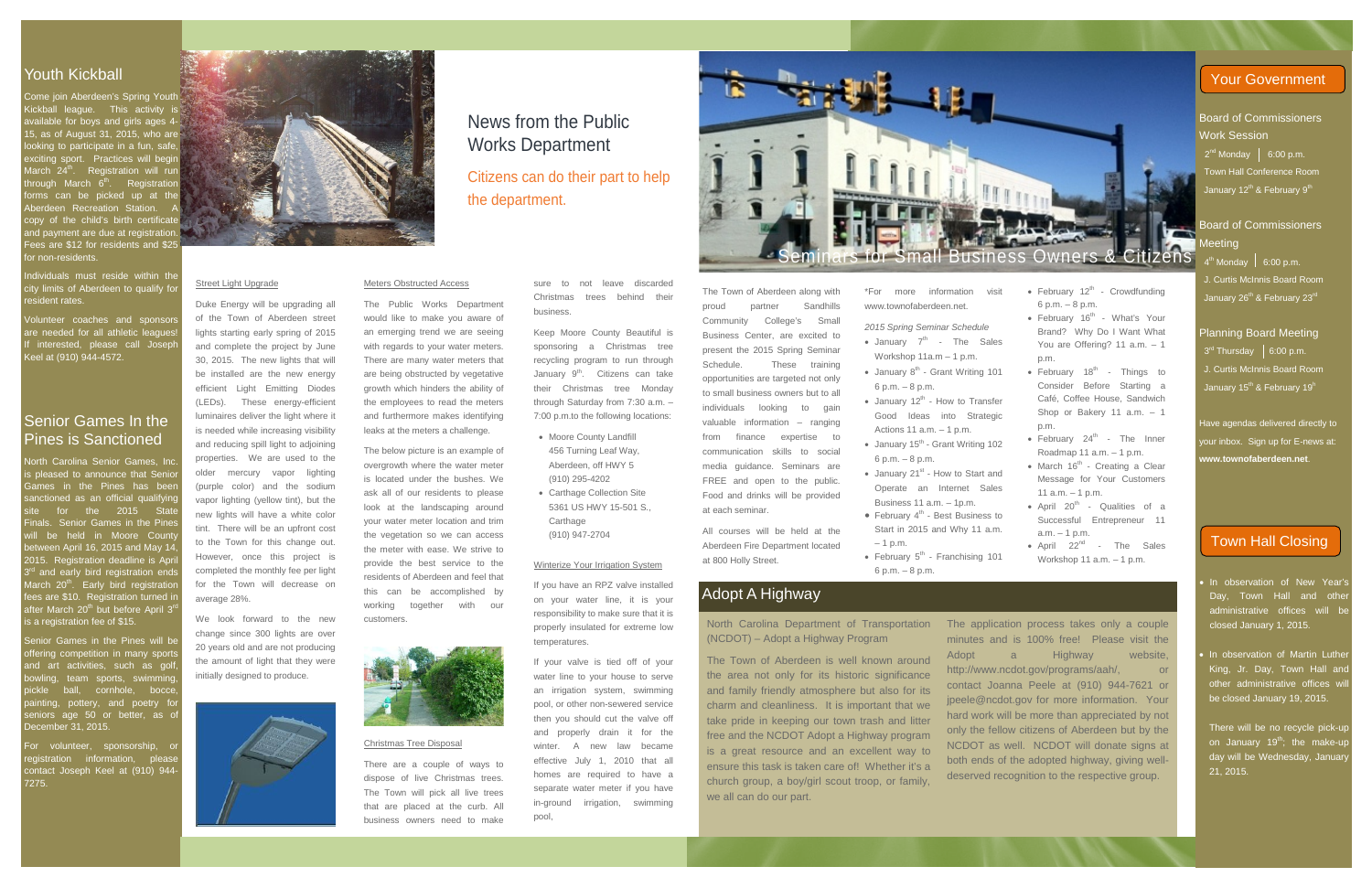## Youth Kickball

Come join Aberdeen's Spring Youth Kickball league. This activity is available for boys and girls ages 4-15, as of August 31, 2015, who are looking to participate in a fun, safe, exciting sport. Practices will begin March 24th. Registration will run through March 6th. Registration forms can be picked up at the Aberdeen Recreation Station. A copy of the child's birth certificate and payment are due at registration. Fees are $12 for residents and $25 for non-residents.

Individuals must reside within the city limits of Aberdeen to qualify for resident rates.

Volunteer coaches and sponsors are needed for all athletic leagues! If interested, please call Joseph Keel at (910) 944-4572.

## Senior Games In the Pines is Sanctioned

North Carolina Senior Games, Inc. is pleased to announce that Senior Games in the Pines has been sanctioned as an official qualifying site for the 2015 State Finals. Senior Games in the Pines will be held in Moore County between April 16, 2015 and May 14, 2015. Registration deadline is April 3rd and early bird registration ends March 20th. Early bird registration fees are $10. Registration turned in after March 20th but before April 3rd is a registration fee of $15.

Senior Games in the Pines will be offering competition in many sports and art activities, such as golf, bowling, team sports, swimming, pickle ball, cornhole, bocce, painting, pottery, and poetry for seniors age 50 or better, as of December 31, 2015.

For volunteer, sponsorship, or registration information, please contact Joseph Keel at (910) 944-7275.

## News from the Public Works Department

Citizens can do their part to help the department.

### Street Light Upgrade

Duke Energy will be upgrading all of the Town of Aberdeen street lights starting early spring of 2015 and complete the project by June 30, 2015. The new lights that will be installed are the new energy efficient Light Emitting Diodes (LEDs). These energy-efficient luminaires deliver the light where it is needed while increasing visibility and reducing spill light to adjoining properties. We are used to the older mercury vapor lighting (purple color) and the sodium vapor lighting (yellow tint), but the new lights will have a white color tint. There will be an upfront cost to the Town for this change out. However, once this project is completed the monthly fee per light for the Town will decrease on average 28%.

We look forward to the new change since 300 lights are over 20 years old and are not producing the amount of light that they were initially designed to produce.

### Meters Obstructed Access

The Public Works Department would like to make you aware of an emerging trend we are seeing with regards to your water meters. There are many water meters that are being obstructed by vegetative growth which hinders the ability of the employees to read the meters and furthermore makes identifying leaks at the meters a challenge.

The below picture is an example of overgrowth where the water meter is located under the bushes. We ask all of our residents to please look at the landscaping around your water meter location and trim the vegetation so we can access the meter with ease. We strive to provide the best service to the residents of Aberdeen and feel that this can be accomplished by working together with our customers.

### Christmas Tree Disposal

There are a couple of ways to dispose of live Christmas trees. The Town will pick all live trees that are placed at the curb. All business owners need to make sure to not leave discarded Christmas trees behind their business.

Keep Moore County Beautiful is sponsoring a Christmas tree recycling program to run through January 9th. Citizens can take their Christmas tree Monday through Saturday from 7:30 a.m. – 7:00 p.m.to the following locations:

- Moore County Landfill
  456 Turning Leaf Way,
  Aberdeen, off HWY 5
  (910) 295-4202
- Carthage Collection Site
  5361 US HWY 15-501 S.,
  Carthage
  (910) 947-2704

### Winterize Your Irrigation System

If you have an RPZ valve installed on your water line, it is your responsibility to make sure that it is properly insulated for extreme low temperatures.

If your valve is tied off of your water line to your house to serve an irrigation system, swimming pool, or other non-sewered service then you should cut the valve off and properly drain it for the winter. A new law became effective July 1, 2010 that all homes are required to have a separate water meter if you have in-ground irrigation, swimming pool,

## Seminars for Small Business Owners & Citizens

The Town of Aberdeen along with proud partner Sandhills Community College's Small Business Center, are excited to present the 2015 Spring Seminar Schedule. These training opportunities are targeted not only to small business owners but to all individuals looking to gain valuable information – ranging from finance expertise to communication skills to social media guidance. Seminars are FREE and open to the public. Food and drinks will be provided at each seminar.

All courses will be held at the Aberdeen Fire Department located at 800 Holly Street.

*For more information visit www.townofaberdeen.net.

*2015 Spring Seminar Schedule*

- January 7th - The Sales Workshop 11a.m – 1 p.m.
- January 8th - Grant Writing 101 6 p.m. – 8 p.m.
- January 12th - How to Transfer Good Ideas into Strategic Actions 11 a.m. – 1 p.m.
- January 15th - Grant Writing 102 6 p.m. – 8 p.m.
- January 21st - How to Start and Operate an Internet Sales Business 11 a.m. – 1p.m.
- February 4th - Best Business to Start in 2015 and Why 11 a.m. – 1 p.m.
- February 5th - Franchising 101 6 p.m. – 8 p.m.
- February 12th - Crowdfunding 6 p.m. – 8 p.m.
- February 16th - What's Your Brand? Why Do I Want What You Are Offering? 11 a.m. – 1 p.m.
- February 18th - Things to Consider Before Starting a Café, Coffee House, Sandwich Shop or Bakery 11 a.m. – 1 p.m.
- February 24th - The Inner Roadmap 11 a.m. – 1 p.m.
- March 16th - Creating a Clear Message for Your Customers 11 a.m. – 1 p.m.
- April 20th - Qualities of a Successful Entrepreneur 11 a.m. – 1 p.m.
- April 22nd - The Sales Workshop 11 a.m. – 1 p.m.

## Adopt A Highway

North Carolina Department of Transportation (NCDOT) – Adopt a Highway Program

The Town of Aberdeen is well known around the area not only for its historic significance and family friendly atmosphere but also for its charm and cleanliness. It is important that we take pride in keeping our town trash and litter free and the NCDOT Adopt a Highway program is a great resource and an excellent way to ensure this task is taken care of! Whether it's a church group, a boy/girl scout troop, or family, we all can do our part.

The application process takes only a couple minutes and is 100% free! Please visit the Adopt a Highway website, http://www.ncdot.gov/programs/aah/, or contact Joanna Peele at (910) 944-7621 or jpeele@ncdot.gov for more information. Your hard work will be more than appreciated by not only the fellow citizens of Aberdeen but by the NCDOT as well. NCDOT will donate signs at both ends of the adopted highway, giving well-deserved recognition to the respective group.

## Your Government

**Board of Commissioners Work Session**

2nd Monday | 6:00 p.m.
Town Hall Conference Room
January 12th & February 9th

**Board of Commissioners Meeting**

4th Monday | 6:00 p.m.
J. Curtis McInnis Board Room
January 26th & February 23rd

**Planning Board Meeting**

3rd Thursday | 6:00 p.m.
J. Curtis McInnis Board Room
January 15th & February 19th

Have agendas delivered directly to your inbox. Sign up for E-news at: **www.townofaberdeen.net**.

## Town Hall Closing

- In observation of New Year's Day, Town Hall and other administrative offices will be closed January 1, 2015.
- In observation of Martin Luther King, Jr. Day, Town Hall and other administrative offices will be closed January 19, 2015.

  There will be no recycle pick-up on January 19th; the make-up day will be Wednesday, January 21, 2015.